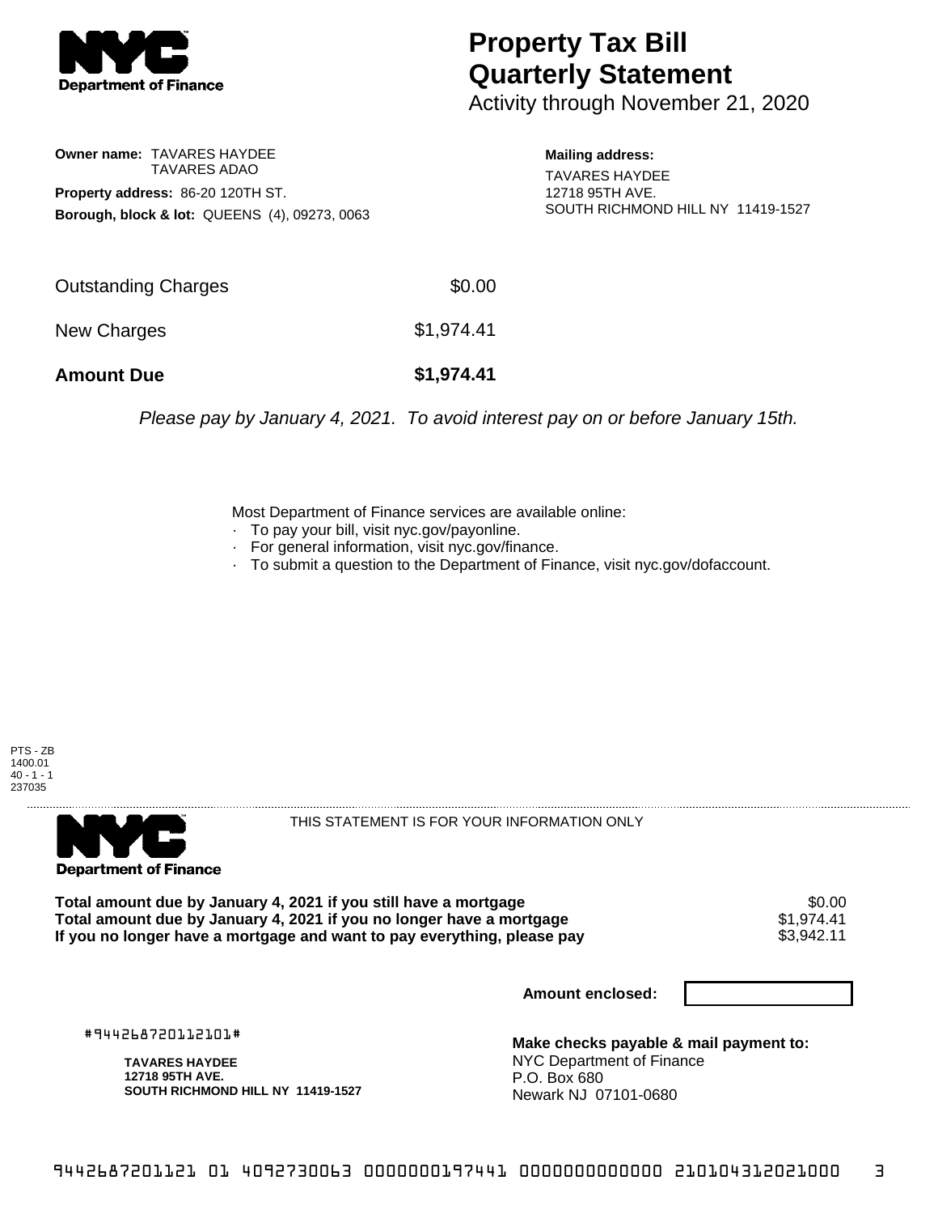**Department of Finance**

# Property Tax Bill Quarterly Statement

Activity through November 21, 2020

**Owner name:** TAVARES HAYDEE
TAVARES ADAO

**Property address:** 86-20 120TH ST.

**Borough, block & lot:** QUEENS (4), 09273, 0063

**Mailing address:**
TAVARES HAYDEE
12718 95TH AVE.
SOUTH RICHMOND HILL NY 11419-1527

| | |
|---|---|
| Outstanding Charges | $0.00 |
| New Charges | $1,974.41 |
| **Amount Due** | **$1,974.41** |

*Please pay by January 4, 2021. To avoid interest pay on or before January 15th.*

Most Department of Finance services are available online:

- To pay your bill, visit nyc.gov/payonline.
- For general information, visit nyc.gov/finance.
- To submit a question to the Department of Finance, visit nyc.gov/dofaccount.

PTS - ZB
1400.01
40 - 1 - 1
237035

---

**Department of Finance**

THIS STATEMENT IS FOR YOUR INFORMATION ONLY

| | |
|---|---|
| **Total amount due by January 4, 2021 if you still have a mortgage** | $0.00 |
| **Total amount due by January 4, 2021 if you no longer have a mortgage** | $1,974.41 |
| **If you no longer have a mortgage and want to pay everything, please pay** | $3,942.11 |

**Amount enclosed:**

#944268720112101#

**TAVARES HAYDEE**
**12718 95TH AVE.**
**SOUTH RICHMOND HILL NY 11419-1527**

**Make checks payable & mail payment to:**
NYC Department of Finance
P.O. Box 680
Newark NJ 07101-0680

944268720112101 01 4092730063 0000000197441 0000000000000 210104312021000 3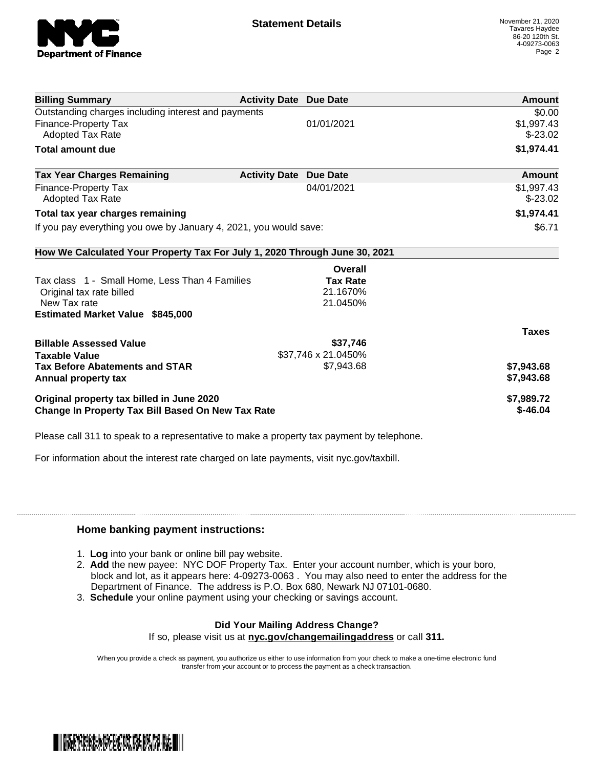**Statement Details**

November 21, 2020
Tavares Haydee
86-20 120th St.
4-09273-0063

| Billing Summary | Activity Date | Due Date | Amount |
| --- | --- | --- | --- |
| Outstanding charges including interest and payments | | | $0.00 |
| Finance-Property Tax | | 01/01/2021 | $1,997.43 |
| Adopted Tax Rate | | | $-23.02 |
| **Total amount due** | | | **$1,974.41** |

| Tax Year Charges Remaining | Activity Date | Due Date | Amount |
| --- | --- | --- | --- |
| Finance-Property Tax | | 04/01/2021 | $1,997.43 |
| Adopted Tax Rate | | | $-23.02 |
| **Total tax year charges remaining** | | | **$1,974.41** |
| If you pay everything you owe by January 4, 2021, you would save: | | | $6.71 |

**How We Calculated Your Property Tax For July 1, 2020 Through June 30, 2021**

| | Overall Tax Rate | Taxes |
| --- | --- | --- |
| Tax class 1 - Small Home, Less Than 4 Families | | |
| Original tax rate billed | 21.1670% | |
| New Tax rate | 21.0450% | |
| **Estimated Market Value $845,000** | | |
| **Billable Assessed Value** | **$37,746** | |
| **Taxable Value** | $37,746 x 21.0450% | |
| **Tax Before Abatements and STAR** | $7,943.68 | **$7,943.68** |
| **Annual property tax** | | **$7,943.68** |
| **Original property tax billed in June 2020** | | **$7,989.72** |
| **Change In Property Tax Bill Based On New Tax Rate** | | **$-46.04** |

Please call 311 to speak to a representative to make a property tax payment by telephone.

For information about the interest rate charged on late payments, visit nyc.gov/taxbill.

## Home banking payment instructions:

1. **Log** into your bank or online bill pay website.
2. **Add** the new payee: NYC DOF Property Tax. Enter your account number, which is your boro, block and lot, as it appears here: 4-09273-0063 . You may also need to enter the address for the Department of Finance. The address is P.O. Box 680, Newark NJ 07101-0680.
3. **Schedule** your online payment using your checking or savings account.

**Did Your Mailing Address Change?**

If so, please visit us at **nyc.gov/changemailingaddress** or call **311.**

When you provide a check as payment, you authorize us either to use information from your check to make a one-time electronic fund transfer from your account or to process the payment as a check transaction.